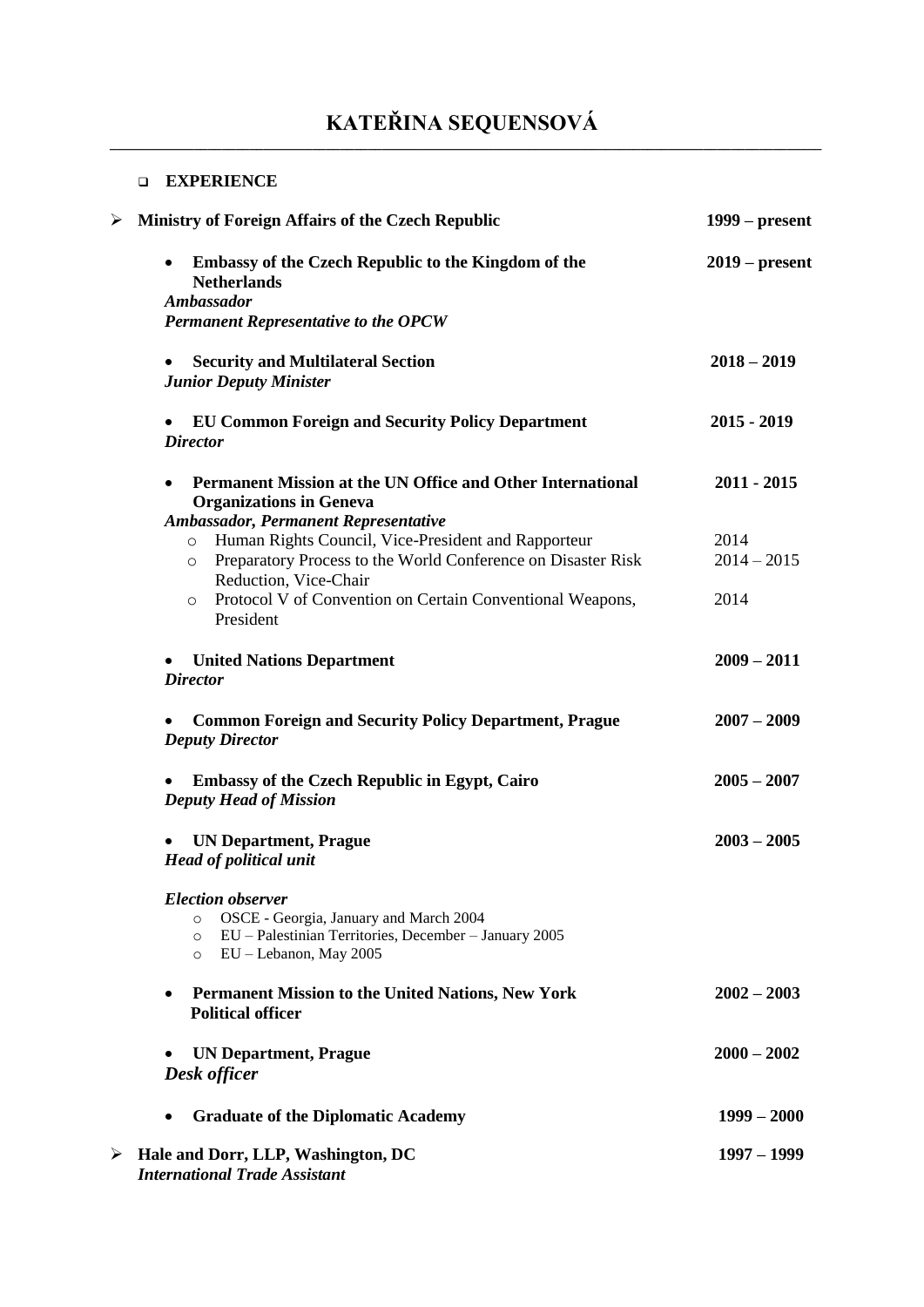# KATEŘINA SEQUENSOVÁ

## EXPERIENCE

- **Ministry of Foreign Affairs of the Czech Republic** — **1999 – present**

  - **Embassy of the Czech Republic to the Kingdom of the Netherlands** — **2019 – present**
    ***Ambassador***
    ***Permanent Representative to the OPCW***

  - **Security and Multilateral Section** — **2018 – 2019**
    ***Junior Deputy Minister***

  - **EU Common Foreign and Security Policy Department** — **2015 - 2019**
    ***Director***

  - **Permanent Mission at the UN Office and Other International Organizations in Geneva** — **2011 - 2015**
    ***Ambassador, Permanent Representative***
    - Human Rights Council, Vice-President and Rapporteur — 2014
    - Preparatory Process to the World Conference on Disaster Risk Reduction, Vice-Chair — 2014 – 2015
    - Protocol V of Convention on Certain Conventional Weapons, President — 2014

  - **United Nations Department** — **2009 – 2011**
    ***Director***

  - **Common Foreign and Security Policy Department, Prague** — **2007 – 2009**
    ***Deputy Director***

  - **Embassy of the Czech Republic in Egypt, Cairo** — **2005 – 2007**
    ***Deputy Head of Mission***

  - **UN Department, Prague** — **2003 – 2005**
    ***Head of political unit***

    ***Election observer***
    - OSCE - Georgia, January and March 2004
    - EU – Palestinian Territories, December – January 2005
    - EU – Lebanon, May 2005

  - **Permanent Mission to the United Nations, New York** — **2002 – 2003**
    **Political officer**

  - **UN Department, Prague** — **2000 – 2002**
    ***Desk officer***

  - **Graduate of the Diplomatic Academy** — **1999 – 2000**

- **Hale and Dorr, LLP, Washington, DC** — **1997 – 1999**
  ***International Trade Assistant***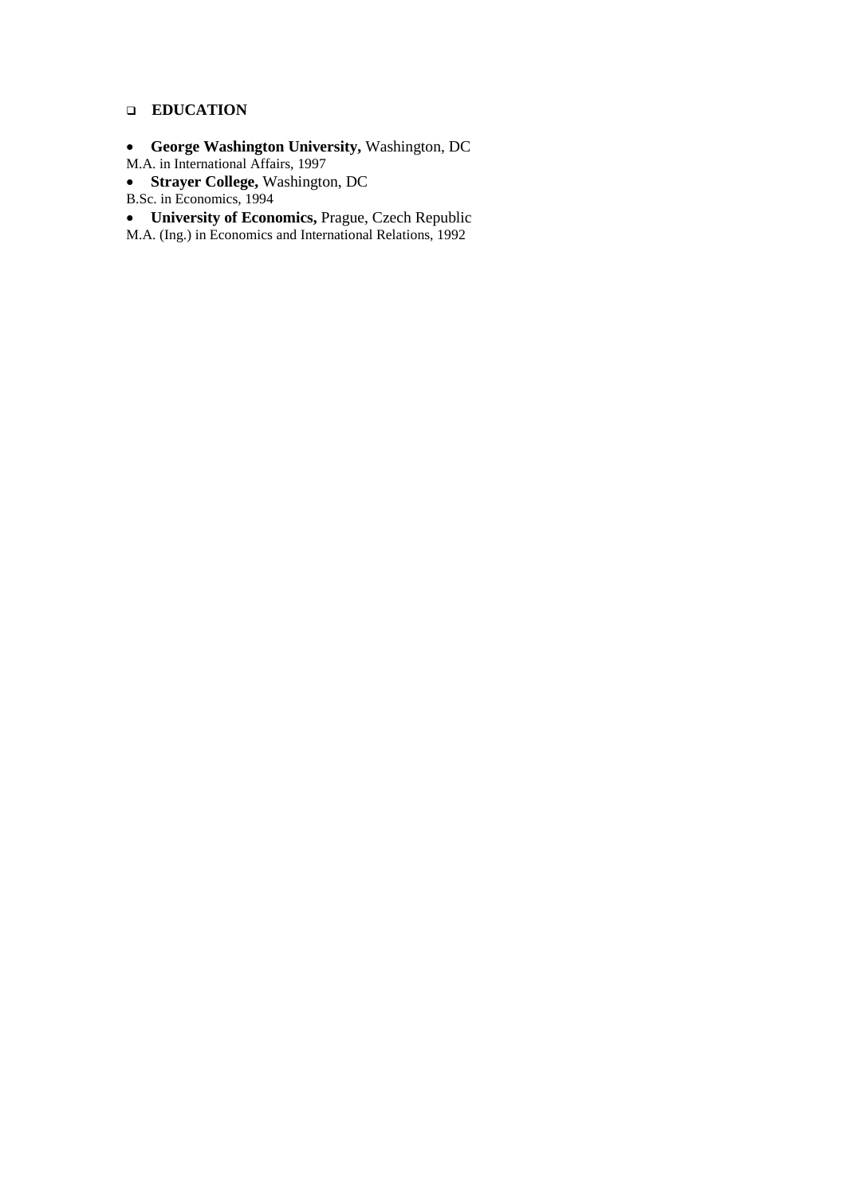## EDUCATION

- **George Washington University,** Washington, DC

M.A. in International Affairs, 1997

- **Strayer College,** Washington, DC

B.Sc. in Economics, 1994

- **University of Economics,** Prague, Czech Republic

M.A. (Ing.) in Economics and International Relations, 1992